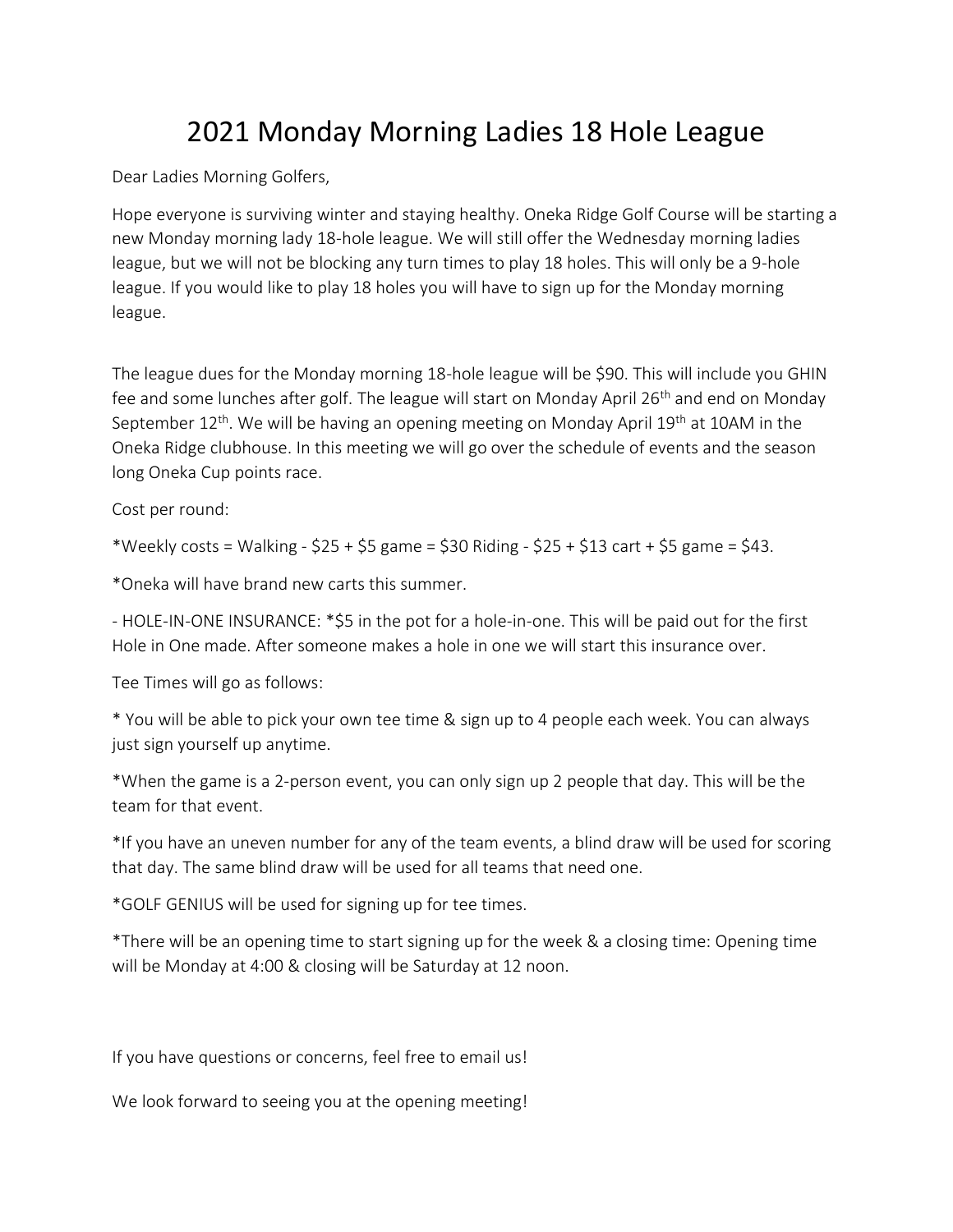# 2021 Monday Morning Ladies 18 Hole League

Dear Ladies Morning Golfers,

Hope everyone is surviving winter and staying healthy. Oneka Ridge Golf Course will be starting a new Monday morning lady 18-hole league. We will still offer the Wednesday morning ladies league, but we will not be blocking any turn times to play 18 holes. This will only be a 9-hole league. If you would like to play 18 holes you will have to sign up for the Monday morning league.

The league dues for the Monday morning 18-hole league will be $90. This will include you GHIN fee and some lunches after golf. The league will start on Monday April 26th and end on Monday September 12th. We will be having an opening meeting on Monday April 19th at 10AM in the Oneka Ridge clubhouse. In this meeting we will go over the schedule of events and the season long Oneka Cup points race.

Cost per round:

*Weekly costs = Walking - $25 + $5 game = $30 Riding - $25 + $13 cart + $5 game = $43.

*Oneka will have brand new carts this summer.

- HOLE-IN-ONE INSURANCE: *$5 in the pot for a hole-in-one. This will be paid out for the first Hole in One made. After someone makes a hole in one we will start this insurance over.

Tee Times will go as follows:

* You will be able to pick your own tee time & sign up to 4 people each week. You can always just sign yourself up anytime.

*When the game is a 2-person event, you can only sign up 2 people that day. This will be the team for that event.

*If you have an uneven number for any of the team events, a blind draw will be used for scoring that day. The same blind draw will be used for all teams that need one.

*GOLF GENIUS will be used for signing up for tee times.

*There will be an opening time to start signing up for the week & a closing time: Opening time will be Monday at 4:00 & closing will be Saturday at 12 noon.

If you have questions or concerns, feel free to email us!

We look forward to seeing you at the opening meeting!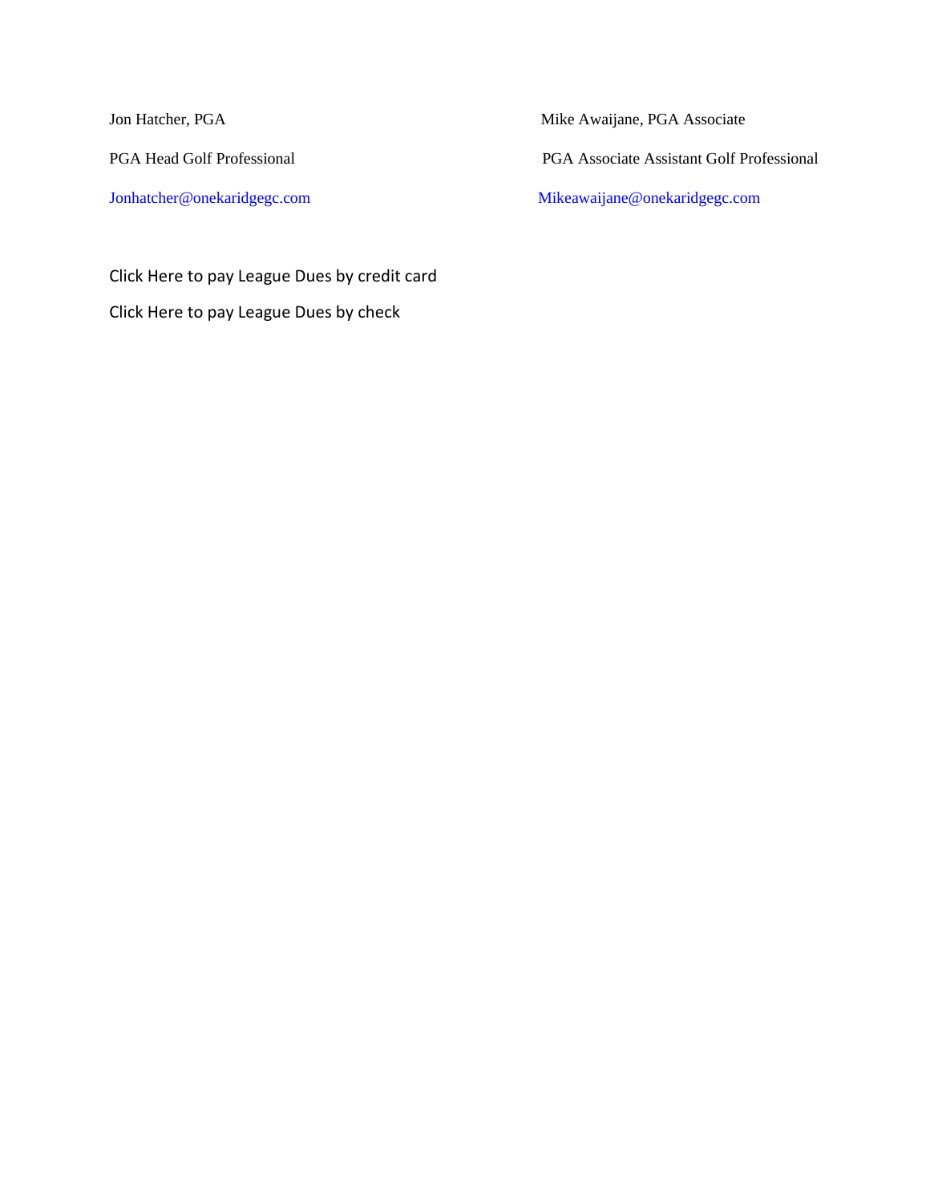Jon Hatcher, PGA

PGA Head Golf Professional

Jonhatcher@onekaridgegc.com

Mike Awaijane, PGA Associate

PGA Associate Assistant Golf Professional

Mikeawaijane@onekaridgegc.com

Click Here to pay League Dues by credit card

Click Here to pay League Dues by check